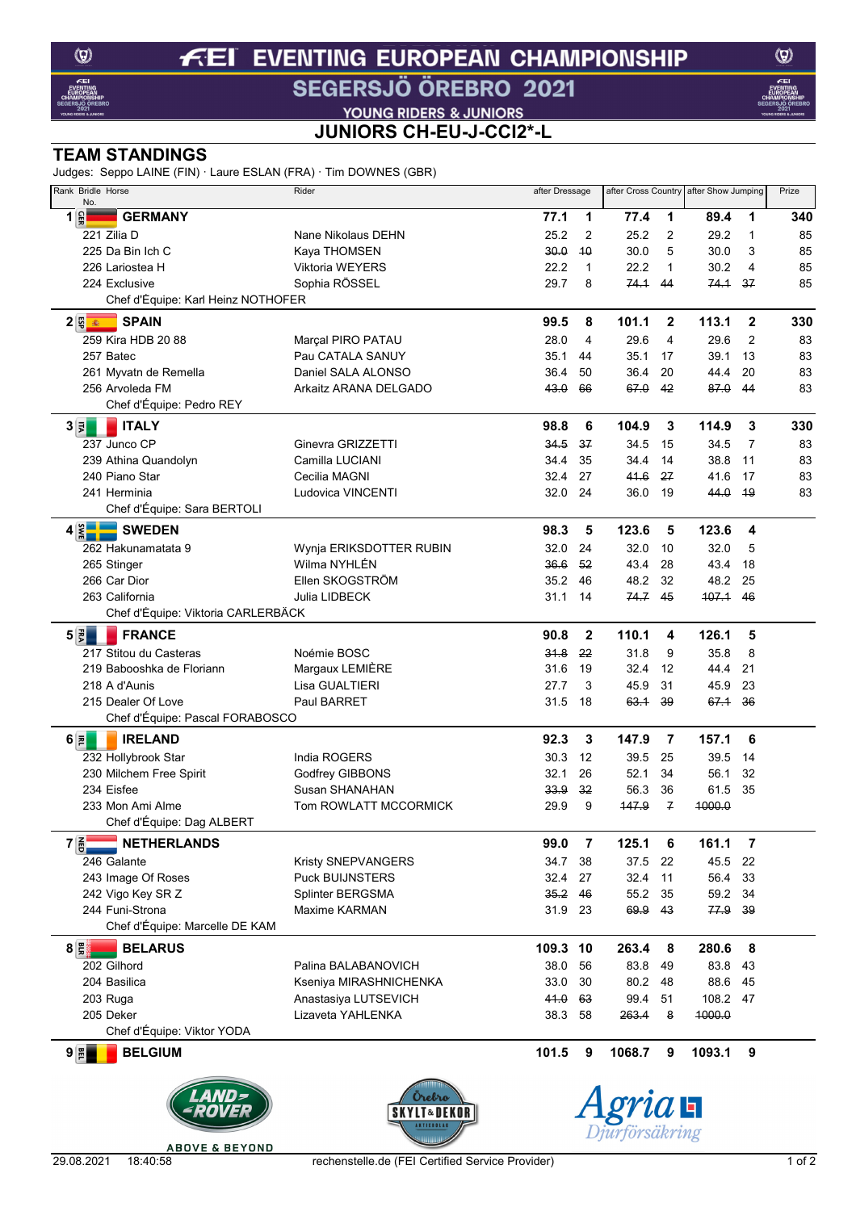# FEI EVENTING EUROPEAN CHAMPIONSHIP

## SEGERSJÖ ÖREBRO 2021

YOUNG RIDERS & JUNIORS

## JUNIORS CH-EU-J-CCI2*-L

## TEAM STANDINGS

Judges: Seppo LAINE (FIN) · Laure ESLAN (FRA) · Tim DOWNES (GBR)

| Rank | Bridle No. | Horse | Rider | after Dressage | | after Cross Country | | after Show Jumping | | Prize |
|---|---|---|---|---|---|---|---|---|---|---|
| 1 | GER | **GERMANY** | | **77.1** | **1** | **77.4** | **1** | **89.4** | **1** | **340** |
| | 221 | Zilia D | Nane Nikolaus DEHN | 25.2 | 2 | 25.2 | 2 | 29.2 | 1 | 85 |
| | 225 | Da Bin Ich C | Kaya THOMSEN | ~~30.0~~ | ~~10~~ | 30.0 | 5 | 30.0 | 3 | 85 |
| | 226 | Lariostea H | Viktoria WEYERS | 22.2 | 1 | 22.2 | 1 | 30.2 | 4 | 85 |
| | 224 | Exclusive | Sophia RÖSSEL | 29.7 | 8 | ~~74.1~~ | ~~44~~ | ~~74.1~~ | ~~37~~ | 85 |
| | | Chef d'Équipe: Karl Heinz NOTHOFER | | | | | | | | |
| 2 | ESP | **SPAIN** | | **99.5** | **8** | **101.1** | **2** | **113.1** | **2** | **330** |
| | 259 | Kira HDB 20 88 | Marçal PIRO PATAU | 28.0 | 4 | 29.6 | 4 | 29.6 | 2 | 83 |
| | 257 | Batec | Pau CATALA SANUY | 35.1 | 44 | 35.1 | 17 | 39.1 | 13 | 83 |
| | 261 | Myvatn de Remella | Daniel SALA ALONSO | 36.4 | 50 | 36.4 | 20 | 44.4 | 20 | 83 |
| | 256 | Arvoleda FM | Arkaitz ARANA DELGADO | ~~43.0~~ | ~~66~~ | ~~67.0~~ | ~~42~~ | ~~87.0~~ | ~~44~~ | 83 |
| | | Chef d'Équipe: Pedro REY | | | | | | | | |
| 3 | ITA | **ITALY** | | **98.8** | **6** | **104.9** | **3** | **114.9** | **3** | **330** |
| | 237 | Junco CP | Ginevra GRIZZETTI | ~~34.5~~ | ~~37~~ | 34.5 | 15 | 34.5 | 7 | 83 |
| | 239 | Athina Quandolyn | Camilla LUCIANI | 34.4 | 35 | 34.4 | 14 | 38.8 | 11 | 83 |
| | 240 | Piano Star | Cecilia MAGNI | 32.4 | 27 | ~~41.6~~ | ~~27~~ | 41.6 | 17 | 83 |
| | 241 | Herminia | Ludovica VINCENTI | 32.0 | 24 | 36.0 | 19 | ~~44.0~~ | ~~19~~ | 83 |
| | | Chef d'Équipe: Sara BERTOLI | | | | | | | | |
| 4 | SWE | **SWEDEN** | | **98.3** | **5** | **123.6** | **5** | **123.6** | **4** | |
| | 262 | Hakunamatata 9 | Wynja ERIKSDOTTER RUBIN | 32.0 | 24 | 32.0 | 10 | 32.0 | 5 | |
| | 265 | Stinger | Wilma NYHLÉN | ~~36.6~~ | ~~52~~ | 43.4 | 28 | 43.4 | 18 | |
| | 266 | Car Dior | Ellen SKOGSTRÖM | 35.2 | 46 | 48.2 | 32 | 48.2 | 25 | |
| | 263 | California | Julia LIDBECK | 31.1 | 14 | ~~74.7~~ | ~~45~~ | ~~107.1~~ | ~~46~~ | |
| | | Chef d'Équipe: Viktoria CARLERBÄCK | | | | | | | | |
| 5 | FRA | **FRANCE** | | **90.8** | **2** | **110.1** | **4** | **126.1** | **5** | |
| | 217 | Stitou du Casteras | Noémie BOSC | ~~31.8~~ | ~~22~~ | 31.8 | 9 | 35.8 | 8 | |
| | 219 | Babooshka de Floriann | Margaux LEMIÈRE | 31.6 | 19 | 32.4 | 12 | 44.4 | 21 | |
| | 218 | A d'Aunis | Lisa GUALTIERI | 27.7 | 3 | 45.9 | 31 | 45.9 | 23 | |
| | 215 | Dealer Of Love | Paul BARRET | 31.5 | 18 | ~~63.1~~ | ~~39~~ | ~~67.1~~ | ~~36~~ | |
| | | Chef d'Équipe: Pascal FORABOSCO | | | | | | | | |
| 6 | IRL | **IRELAND** | | **92.3** | **3** | **147.9** | **7** | **157.1** | **6** | |
| | 232 | Hollybrook Star | India ROGERS | 30.3 | 12 | 39.5 | 25 | 39.5 | 14 | |
| | 230 | Milchem Free Spirit | Godfrey GIBBONS | 32.1 | 26 | 52.1 | 34 | 56.1 | 32 | |
| | 234 | Eisfee | Susan SHANAHAN | ~~33.9~~ | ~~32~~ | 56.3 | 36 | 61.5 | 35 | |
| | 233 | Mon Ami Alme | Tom ROWLATT MCCORMICK | 29.9 | 9 | ~~147.9~~ | ~~7~~ | ~~1000.0~~ | | |
| | | Chef d'Équipe: Dag ALBERT | | | | | | | | |
| 7 | NED | **NETHERLANDS** | | **99.0** | **7** | **125.1** | **6** | **161.1** | **7** | |
| | 246 | Galante | Kristy SNEPVANGERS | 34.7 | 38 | 37.5 | 22 | 45.5 | 22 | |
| | 243 | Image Of Roses | Puck BUIJNSTERS | 32.4 | 27 | 32.4 | 11 | 56.4 | 33 | |
| | 242 | Vigo Key SR Z | Splinter BERGSMA | ~~35.2~~ | ~~46~~ | 55.2 | 35 | 59.2 | 34 | |
| | 244 | Funi-Strona | Maxime KARMAN | 31.9 | 23 | ~~69.9~~ | ~~43~~ | ~~77.9~~ | ~~39~~ | |
| | | Chef d'Équipe: Marcelle DE KAM | | | | | | | | |
| 8 | BLR | **BELARUS** | | **109.3** | **10** | **263.4** | **8** | **280.6** | **8** | |
| | 202 | Gilhord | Palina BALABANOVICH | 38.0 | 56 | 83.8 | 49 | 83.8 | 43 | |
| | 204 | Basilica | Kseniya MIRASHNICHENKA | 33.0 | 30 | 80.2 | 48 | 88.6 | 45 | |
| | 203 | Ruga | Anastasiya LUTSEVICH | ~~41.0~~ | ~~63~~ | 99.4 | 51 | 108.2 | 47 | |
| | 205 | Deker | Lizaveta YAHLENKA | 38.3 | 58 | ~~263.4~~ | ~~8~~ | ~~1000.0~~ | | |
| | | Chef d'Équipe: Viktor YODA | | | | | | | | |
| 9 | BEL | **BELGIUM** | | **101.5** | **9** | **1068.7** | **9** | **1093.1** | **9** | |

29.08.2021 18:40:58 rechenstelle.de (FEI Certified Service Provider)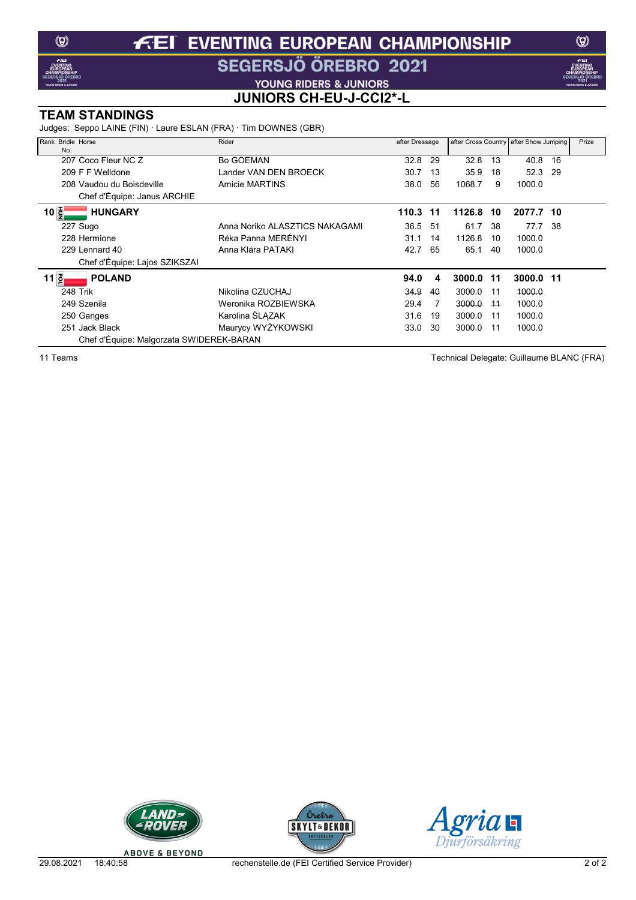# FEI EVENTING EUROPEAN CHAMPIONSHIP

## SEGERSJÖ ÖREBRO 2021

YOUNG RIDERS & JUNIORS

## JUNIORS CH-EU-J-CCI2*-L

## TEAM STANDINGS

Judges: Seppo LAINE (FIN) · Laure ESLAN (FRA) · Tim DOWNES (GBR)

| Rank | Bridle No. | Horse | Rider | after Dressage | | after Cross Country | | after Show Jumping | | Prize |
|---|---|---|---|---|---|---|---|---|---|---|
| | 207 | Coco Fleur NC Z | Bo GOEMAN | 32.8 | 29 | 32.8 | 13 | 40.8 | 16 | |
| | 209 | F F Welldone | Lander VAN DEN BROECK | 30.7 | 13 | 35.9 | 18 | 52.3 | 29 | |
| | 208 | Vaudou du Boisdeville | Amicie MARTINS | 38.0 | 56 | 1068.7 | 9 | 1000.0 | | |
| | | Chef d'Équipe: Janus ARCHIE | | | | | | | | |
| **10** | HUN | **HUNGARY** | | **110.3** | **11** | **1126.8** | **10** | **2077.7** | **10** | |
| | 227 | Sugo | Anna Noriko ALASZTICS NAKAGAMI | 36.5 | 51 | 61.7 | 38 | 77.7 | 38 | |
| | 228 | Hermione | Réka Panna MERÉNYI | 31.1 | 14 | 1126.8 | 10 | 1000.0 | | |
| | 229 | Lennard 40 | Anna Klára PATAKI | 42.7 | 65 | 65.1 | 40 | 1000.0 | | |
| | | Chef d'Équipe: Lajos SZIKSZAI | | | | | | | | |
| **11** | POL | **POLAND** | | **94.0** | **4** | **3000.0** | **11** | **3000.0** | **11** | |
| | 248 | Trik | Nikolina CZUCHAJ | ~~34.9~~ | ~~40~~ | 3000.0 | 11 | ~~1000.0~~ | | |
| | 249 | Szenila | Weronika ROZBIEWSKA | 29.4 | 7 | ~~3000.0~~ | ~~11~~ | 1000.0 | | |
| | 250 | Ganges | Karolina ŚLĄZAK | 31.6 | 19 | 3000.0 | 11 | 1000.0 | | |
| | 251 | Jack Black | Maurycy WYŻYKOWSKI | 33.0 | 30 | 3000.0 | 11 | 1000.0 | | |
| | | Chef d'Équipe: Malgorzata SWIDEREK-BARAN | | | | | | | | |

11 Teams

Technical Delegate: Guillaume BLANC (FRA)

29.08.2021 18:40:58 rechenstelle.de (FEI Certified Service Provider)